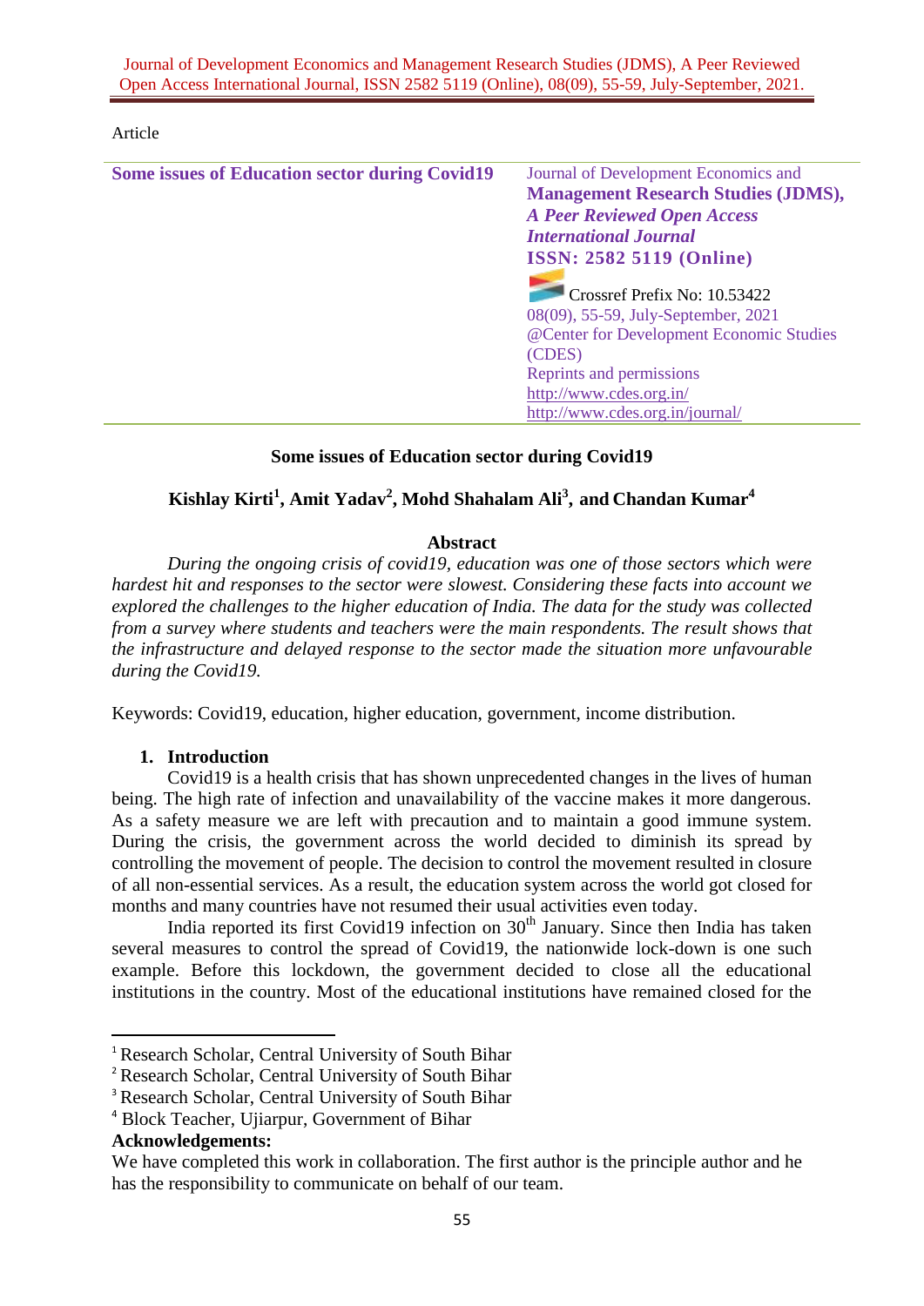Article

| Some issues of Education sector during Covid19 | Journal of Development Economics and **Management Research Studies (JDMS),** ***A Peer Reviewed Open Access International Journal*** **ISSN: 2582 5119 (Online)** Crossref Prefix No: 10.53422 08(09), 55-59, July-September, 2021 @Center for Development Economic Studies (CDES) Reprints and permissions http://www.cdes.org.in/ http://www.cdes.org.in/journal/ |
|---|---|

# Some issues of Education sector during Covid19

**Kishlay Kirti[1], Amit Yadav[2], Mohd Shahalam Ali[3], and Chandan Kumar[4]**

## Abstract

*During the ongoing crisis of covid19, education was one of those sectors which were hardest hit and responses to the sector were slowest. Considering these facts into account we explored the challenges to the higher education of India. The data for the study was collected from a survey where students and teachers were the main respondents. The result shows that the infrastructure and delayed response to the sector made the situation more unfavourable during the Covid19.*

Keywords: Covid19, education, higher education, government, income distribution.

## 1. Introduction

Covid19 is a health crisis that has shown unprecedented changes in the lives of human being. The high rate of infection and unavailability of the vaccine makes it more dangerous. As a safety measure we are left with precaution and to maintain a good immune system. During the crisis, the government across the world decided to diminish its spread by controlling the movement of people. The decision to control the movement resulted in closure of all non-essential services. As a result, the education system across the world got closed for months and many countries have not resumed their usual activities even today.

India reported its first Covid19 infection on 30th January. Since then India has taken several measures to control the spread of Covid19, the nationwide lock-down is one such example. Before this lockdown, the government decided to close all the educational institutions in the country. Most of the educational institutions have remained closed for the

---

[1] Research Scholar, Central University of South Bihar

[2] Research Scholar, Central University of South Bihar

[3] Research Scholar, Central University of South Bihar

[4] Block Teacher, Ujiarpur, Government of Bihar

**Acknowledgements:**

We have completed this work in collaboration. The first author is the principle author and he has the responsibility to communicate on behalf of our team.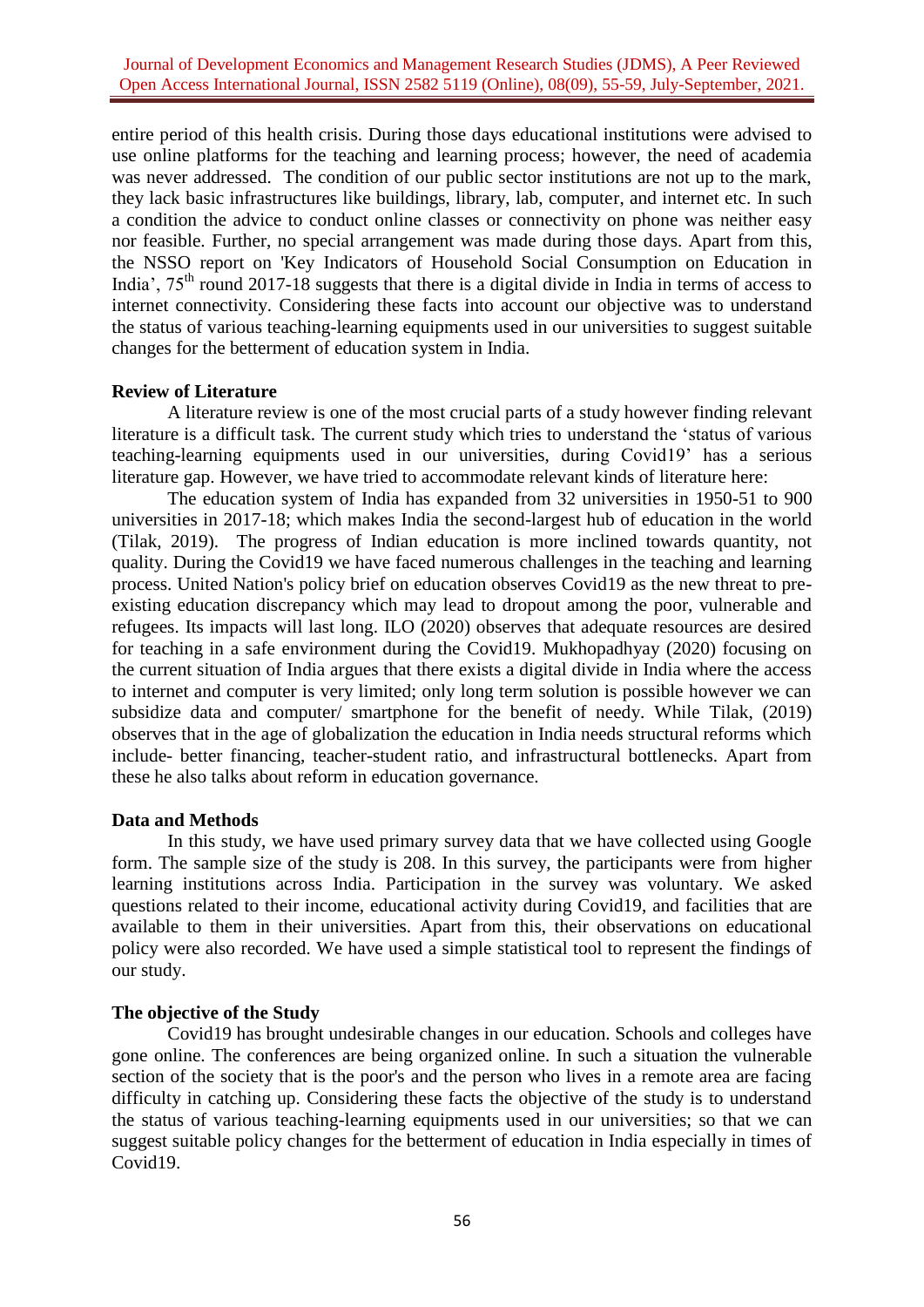entire period of this health crisis. During those days educational institutions were advised to use online platforms for the teaching and learning process; however, the need of academia was never addressed. The condition of our public sector institutions are not up to the mark, they lack basic infrastructures like buildings, library, lab, computer, and internet etc. In such a condition the advice to conduct online classes or connectivity on phone was neither easy nor feasible. Further, no special arrangement was made during those days. Apart from this, the NSSO report on 'Key Indicators of Household Social Consumption on Education in India', 75th round 2017-18 suggests that there is a digital divide in India in terms of access to internet connectivity. Considering these facts into account our objective was to understand the status of various teaching-learning equipments used in our universities to suggest suitable changes for the betterment of education system in India.

**Review of Literature**

A literature review is one of the most crucial parts of a study however finding relevant literature is a difficult task. The current study which tries to understand the 'status of various teaching-learning equipments used in our universities, during Covid19' has a serious literature gap. However, we have tried to accommodate relevant kinds of literature here:

The education system of India has expanded from 32 universities in 1950-51 to 900 universities in 2017-18; which makes India the second-largest hub of education in the world (Tilak, 2019). The progress of Indian education is more inclined towards quantity, not quality. During the Covid19 we have faced numerous challenges in the teaching and learning process. United Nation's policy brief on education observes Covid19 as the new threat to pre-existing education discrepancy which may lead to dropout among the poor, vulnerable and refugees. Its impacts will last long. ILO (2020) observes that adequate resources are desired for teaching in a safe environment during the Covid19. Mukhopadhyay (2020) focusing on the current situation of India argues that there exists a digital divide in India where the access to internet and computer is very limited; only long term solution is possible however we can subsidize data and computer/ smartphone for the benefit of needy. While Tilak, (2019) observes that in the age of globalization the education in India needs structural reforms which include- better financing, teacher-student ratio, and infrastructural bottlenecks. Apart from these he also talks about reform in education governance.

**Data and Methods**

In this study, we have used primary survey data that we have collected using Google form. The sample size of the study is 208. In this survey, the participants were from higher learning institutions across India. Participation in the survey was voluntary. We asked questions related to their income, educational activity during Covid19, and facilities that are available to them in their universities. Apart from this, their observations on educational policy were also recorded. We have used a simple statistical tool to represent the findings of our study.

**The objective of the Study**

Covid19 has brought undesirable changes in our education. Schools and colleges have gone online. The conferences are being organized online. In such a situation the vulnerable section of the society that is the poor's and the person who lives in a remote area are facing difficulty in catching up. Considering these facts the objective of the study is to understand the status of various teaching-learning equipments used in our universities; so that we can suggest suitable policy changes for the betterment of education in India especially in times of Covid19.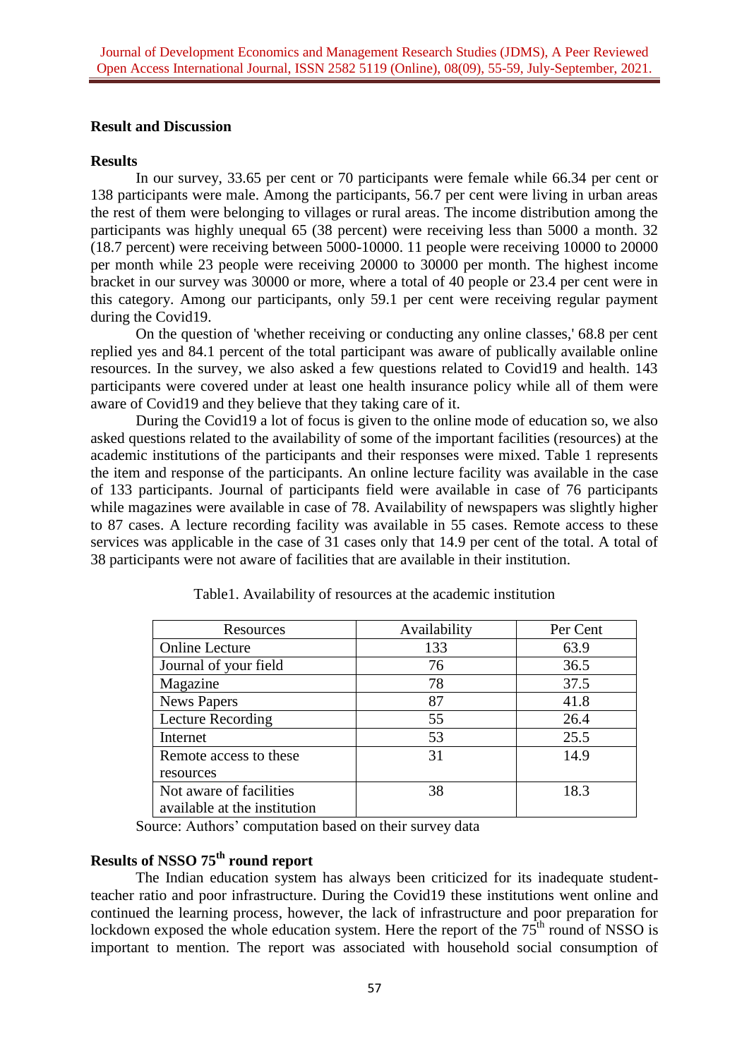## Result and Discussion

### Results

In our survey, 33.65 per cent or 70 participants were female while 66.34 per cent or 138 participants were male. Among the participants, 56.7 per cent were living in urban areas the rest of them were belonging to villages or rural areas. The income distribution among the participants was highly unequal 65 (38 percent) were receiving less than 5000 a month. 32 (18.7 percent) were receiving between 5000-10000. 11 people were receiving 10000 to 20000 per month while 23 people were receiving 20000 to 30000 per month. The highest income bracket in our survey was 30000 or more, where a total of 40 people or 23.4 per cent were in this category. Among our participants, only 59.1 per cent were receiving regular payment during the Covid19.

On the question of 'whether receiving or conducting any online classes,' 68.8 per cent replied yes and 84.1 percent of the total participant was aware of publically available online resources. In the survey, we also asked a few questions related to Covid19 and health. 143 participants were covered under at least one health insurance policy while all of them were aware of Covid19 and they believe that they taking care of it.

During the Covid19 a lot of focus is given to the online mode of education so, we also asked questions related to the availability of some of the important facilities (resources) at the academic institutions of the participants and their responses were mixed. Table 1 represents the item and response of the participants. An online lecture facility was available in the case of 133 participants. Journal of participants field were available in case of 76 participants while magazines were available in case of 78. Availability of newspapers was slightly higher to 87 cases. A lecture recording facility was available in 55 cases. Remote access to these services was applicable in the case of 31 cases only that 14.9 per cent of the total. A total of 38 participants were not aware of facilities that are available in their institution.

Table1. Availability of resources at the academic institution

| Resources | Availability | Per Cent |
|---|---|---|
| Online Lecture | 133 | 63.9 |
| Journal of your field | 76 | 36.5 |
| Magazine | 78 | 37.5 |
| News Papers | 87 | 41.8 |
| Lecture Recording | 55 | 26.4 |
| Internet | 53 | 25.5 |
| Remote access to these resources | 31 | 14.9 |
| Not aware of facilities available at the institution | 38 | 18.3 |

Source: Authors' computation based on their survey data

### Results of NSSO 75th round report

The Indian education system has always been criticized for its inadequate student-teacher ratio and poor infrastructure. During the Covid19 these institutions went online and continued the learning process, however, the lack of infrastructure and poor preparation for lockdown exposed the whole education system. Here the report of the 75th round of NSSO is important to mention. The report was associated with household social consumption of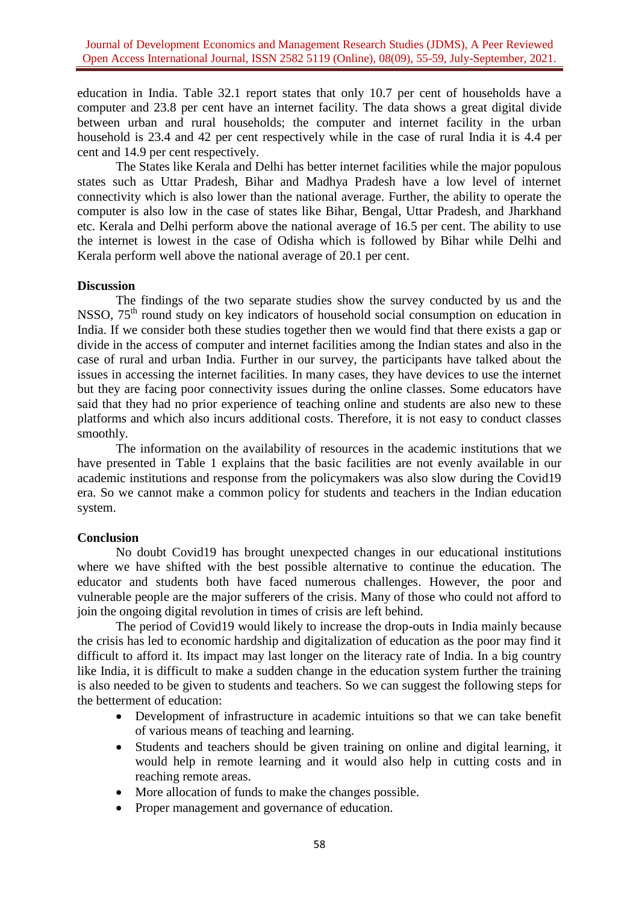education in India. Table 32.1 report states that only 10.7 per cent of households have a computer and 23.8 per cent have an internet facility. The data shows a great digital divide between urban and rural households; the computer and internet facility in the urban household is 23.4 and 42 per cent respectively while in the case of rural India it is 4.4 per cent and 14.9 per cent respectively.

The States like Kerala and Delhi has better internet facilities while the major populous states such as Uttar Pradesh, Bihar and Madhya Pradesh have a low level of internet connectivity which is also lower than the national average. Further, the ability to operate the computer is also low in the case of states like Bihar, Bengal, Uttar Pradesh, and Jharkhand etc. Kerala and Delhi perform above the national average of 16.5 per cent. The ability to use the internet is lowest in the case of Odisha which is followed by Bihar while Delhi and Kerala perform well above the national average of 20.1 per cent.

## Discussion

The findings of the two separate studies show the survey conducted by us and the NSSO, 75th round study on key indicators of household social consumption on education in India. If we consider both these studies together then we would find that there exists a gap or divide in the access of computer and internet facilities among the Indian states and also in the case of rural and urban India. Further in our survey, the participants have talked about the issues in accessing the internet facilities. In many cases, they have devices to use the internet but they are facing poor connectivity issues during the online classes. Some educators have said that they had no prior experience of teaching online and students are also new to these platforms and which also incurs additional costs. Therefore, it is not easy to conduct classes smoothly.

The information on the availability of resources in the academic institutions that we have presented in Table 1 explains that the basic facilities are not evenly available in our academic institutions and response from the policymakers was also slow during the Covid19 era. So we cannot make a common policy for students and teachers in the Indian education system.

## Conclusion

No doubt Covid19 has brought unexpected changes in our educational institutions where we have shifted with the best possible alternative to continue the education. The educator and students both have faced numerous challenges. However, the poor and vulnerable people are the major sufferers of the crisis. Many of those who could not afford to join the ongoing digital revolution in times of crisis are left behind.

The period of Covid19 would likely to increase the drop-outs in India mainly because the crisis has led to economic hardship and digitalization of education as the poor may find it difficult to afford it. Its impact may last longer on the literacy rate of India. In a big country like India, it is difficult to make a sudden change in the education system further the training is also needed to be given to students and teachers. So we can suggest the following steps for the betterment of education:

- Development of infrastructure in academic intuitions so that we can take benefit of various means of teaching and learning.
- Students and teachers should be given training on online and digital learning, it would help in remote learning and it would also help in cutting costs and in reaching remote areas.
- More allocation of funds to make the changes possible.
- Proper management and governance of education.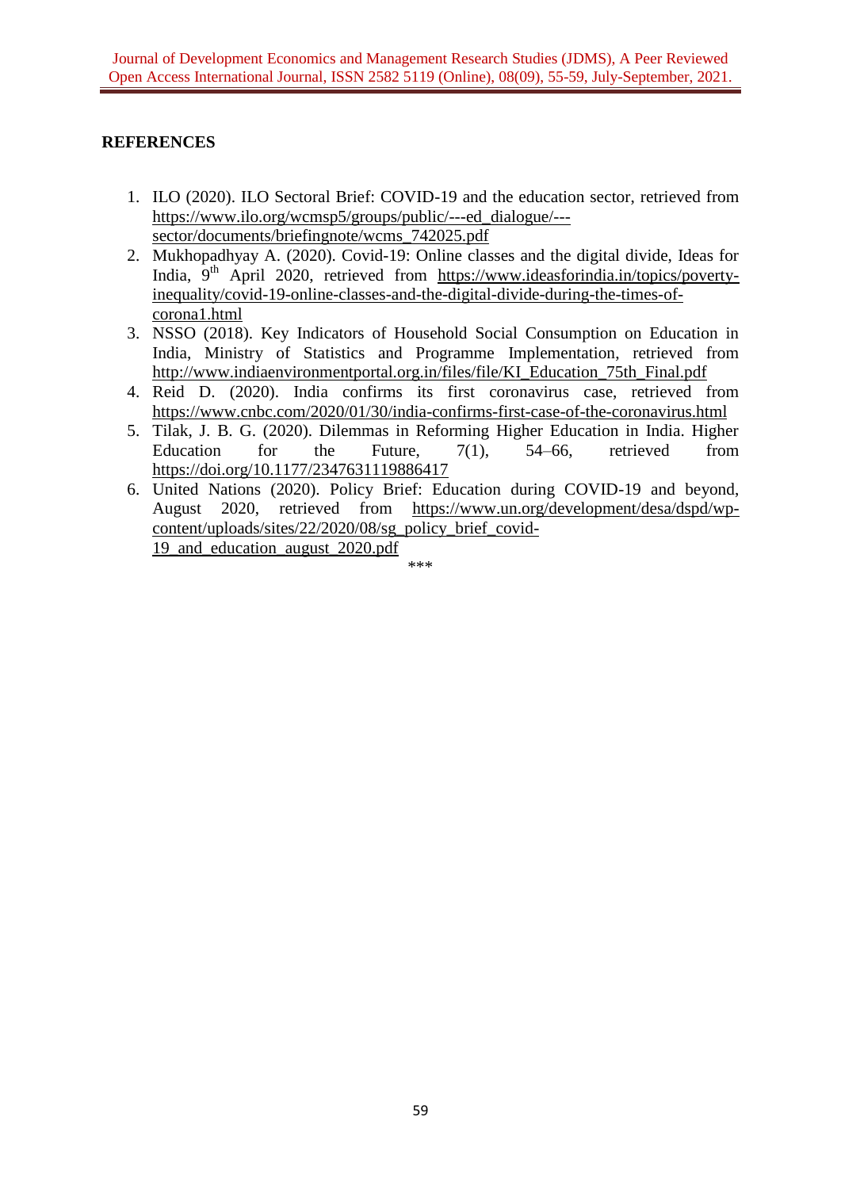## REFERENCES

1. ILO (2020). ILO Sectoral Brief: COVID-19 and the education sector, retrieved from https://www.ilo.org/wcmsp5/groups/public/---ed_dialogue/---sector/documents/briefingnote/wcms_742025.pdf
2. Mukhopadhyay A. (2020). Covid-19: Online classes and the digital divide, Ideas for India, 9th April 2020, retrieved from https://www.ideasforindia.in/topics/poverty-inequality/covid-19-online-classes-and-the-digital-divide-during-the-times-of-corona1.html
3. NSSO (2018). Key Indicators of Household Social Consumption on Education in India, Ministry of Statistics and Programme Implementation, retrieved from http://www.indiaenvironmentportal.org.in/files/file/KI_Education_75th_Final.pdf
4. Reid D. (2020). India confirms its first coronavirus case, retrieved from https://www.cnbc.com/2020/01/30/india-confirms-first-case-of-the-coronavirus.html
5. Tilak, J. B. G. (2020). Dilemmas in Reforming Higher Education in India. Higher Education for the Future, 7(1), 54–66, retrieved from https://doi.org/10.1177/2347631119886417
6. United Nations (2020). Policy Brief: Education during COVID-19 and beyond, August 2020, retrieved from https://www.un.org/development/desa/dspd/wp-content/uploads/sites/22/2020/08/sg_policy_brief_covid-19_and_education_august_2020.pdf

***